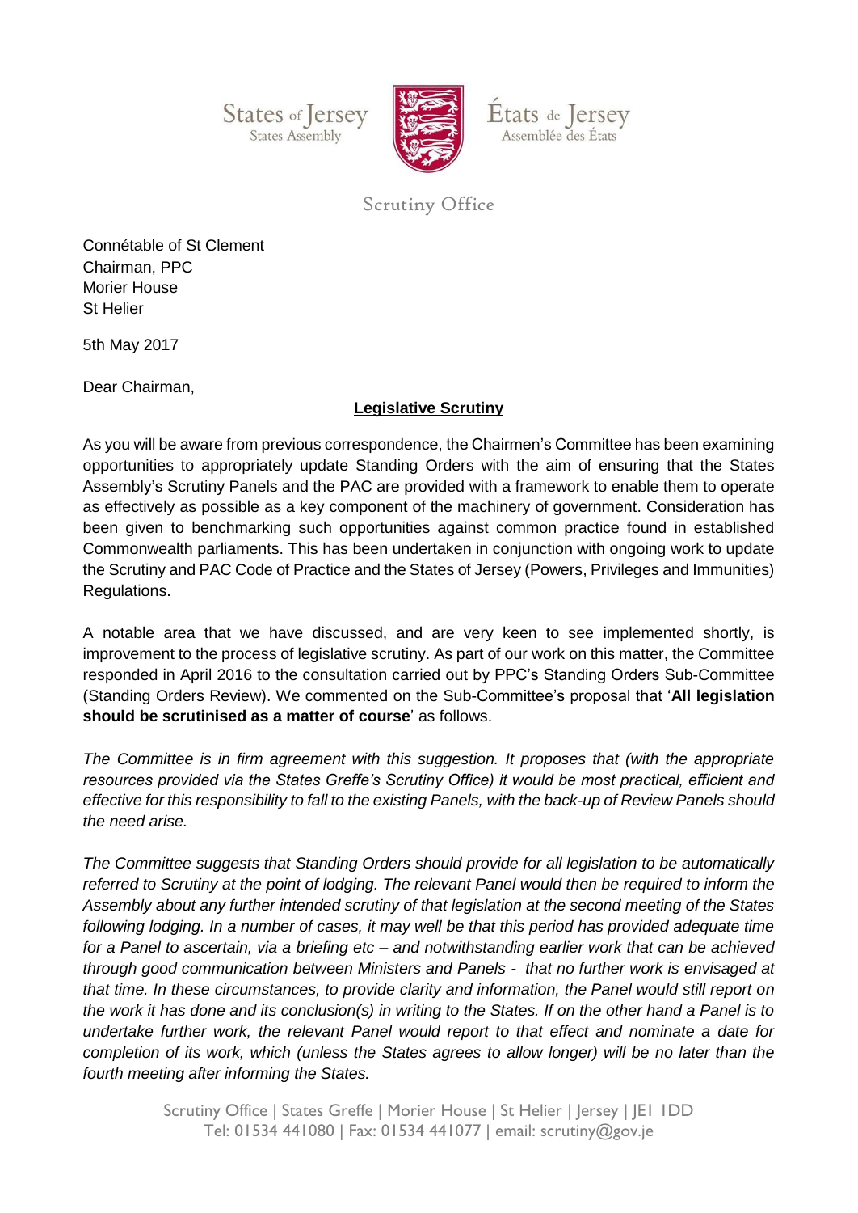States of Jersey
States Assembly

États de Jersey
Assemblée des États

Scrutiny Office

Connétable of St Clement
Chairman, PPC
Morier House
St Helier

5th May 2017

Dear Chairman,

**Legislative Scrutiny**

As you will be aware from previous correspondence, the Chairmen's Committee has been examining opportunities to appropriately update Standing Orders with the aim of ensuring that the States Assembly's Scrutiny Panels and the PAC are provided with a framework to enable them to operate as effectively as possible as a key component of the machinery of government. Consideration has been given to benchmarking such opportunities against common practice found in established Commonwealth parliaments. This has been undertaken in conjunction with ongoing work to update the Scrutiny and PAC Code of Practice and the States of Jersey (Powers, Privileges and Immunities) Regulations.

A notable area that we have discussed, and are very keen to see implemented shortly, is improvement to the process of legislative scrutiny. As part of our work on this matter, the Committee responded in April 2016 to the consultation carried out by PPC's Standing Orders Sub-Committee (Standing Orders Review). We commented on the Sub-Committee's proposal that '**All legislation should be scrutinised as a matter of course**' as follows.

*The Committee is in firm agreement with this suggestion. It proposes that (with the appropriate resources provided via the States Greffe's Scrutiny Office) it would be most practical, efficient and effective for this responsibility to fall to the existing Panels, with the back-up of Review Panels should the need arise.*

*The Committee suggests that Standing Orders should provide for all legislation to be automatically referred to Scrutiny at the point of lodging. The relevant Panel would then be required to inform the Assembly about any further intended scrutiny of that legislation at the second meeting of the States following lodging. In a number of cases, it may well be that this period has provided adequate time for a Panel to ascertain, via a briefing etc – and notwithstanding earlier work that can be achieved through good communication between Ministers and Panels - that no further work is envisaged at that time. In these circumstances, to provide clarity and information, the Panel would still report on the work it has done and its conclusion(s) in writing to the States. If on the other hand a Panel is to undertake further work, the relevant Panel would report to that effect and nominate a date for completion of its work, which (unless the States agrees to allow longer) will be no later than the fourth meeting after informing the States.*

Scrutiny Office | States Greffe | Morier House | St Helier | Jersey | JE1 1DD
Tel: 01534 441080 | Fax: 01534 441077 | email: scrutiny@gov.je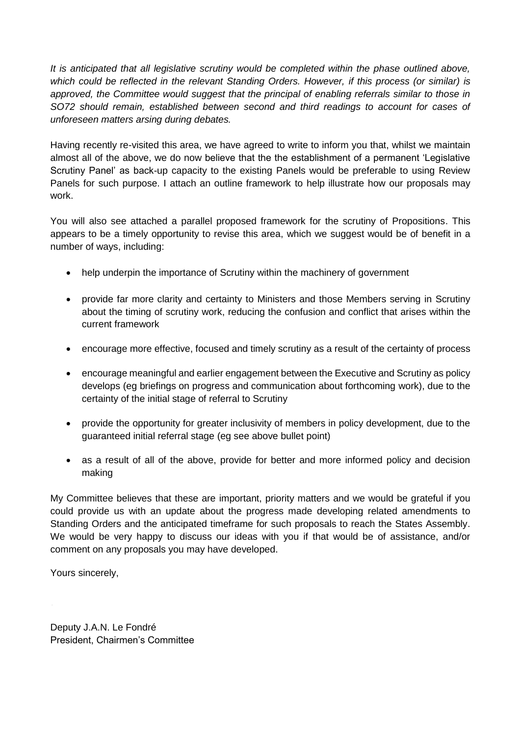*It is anticipated that all legislative scrutiny would be completed within the phase outlined above, which could be reflected in the relevant Standing Orders. However, if this process (or similar) is approved, the Committee would suggest that the principal of enabling referrals similar to those in SO72 should remain, established between second and third readings to account for cases of unforeseen matters arsing during debates.*

Having recently re-visited this area, we have agreed to write to inform you that, whilst we maintain almost all of the above, we do now believe that the the establishment of a permanent 'Legislative Scrutiny Panel' as back-up capacity to the existing Panels would be preferable to using Review Panels for such purpose. I attach an outline framework to help illustrate how our proposals may work.

You will also see attached a parallel proposed framework for the scrutiny of Propositions. This appears to be a timely opportunity to revise this area, which we suggest would be of benefit in a number of ways, including:

- help underpin the importance of Scrutiny within the machinery of government
- provide far more clarity and certainty to Ministers and those Members serving in Scrutiny about the timing of scrutiny work, reducing the confusion and conflict that arises within the current framework
- encourage more effective, focused and timely scrutiny as a result of the certainty of process
- encourage meaningful and earlier engagement between the Executive and Scrutiny as policy develops (eg briefings on progress and communication about forthcoming work), due to the certainty of the initial stage of referral to Scrutiny
- provide the opportunity for greater inclusivity of members in policy development, due to the guaranteed initial referral stage (eg see above bullet point)
- as a result of all of the above, provide for better and more informed policy and decision making

My Committee believes that these are important, priority matters and we would be grateful if you could provide us with an update about the progress made developing related amendments to Standing Orders and the anticipated timeframe for such proposals to reach the States Assembly. We would be very happy to discuss our ideas with you if that would be of assistance, and/or comment on any proposals you may have developed.

Yours sincerely,

Deputy J.A.N. Le Fondré
President, Chairmen's Committee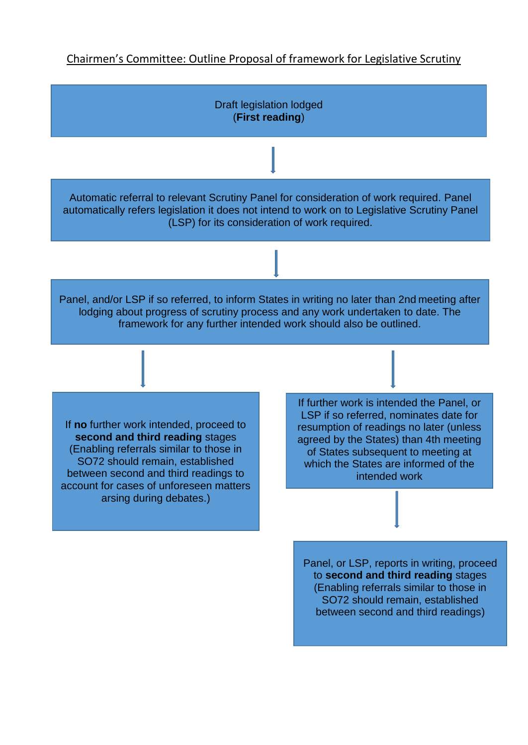# Chairmen's Committee: Outline Proposal of framework for Legislative Scrutiny

Draft legislation lodged
(**First reading**)

↓

Automatic referral to relevant Scrutiny Panel for consideration of work required. Panel automatically refers legislation it does not intend to work on to Legislative Scrutiny Panel (LSP) for its consideration of work required.

↓

Panel, and/or LSP if so referred, to inform States in writing no later than 2nd meeting after lodging about progress of scrutiny process and any work undertaken to date. The framework for any further intended work should also be outlined.

↓

If **no** further work intended, proceed to **second and third reading** stages (Enabling referrals similar to those in SO72 should remain, established between second and third readings to account for cases of unforeseen matters arsing during debates.)

↓

If further work is intended the Panel, or LSP if so referred, nominates date for resumption of readings no later (unless agreed by the States) than 4th meeting of States subsequent to meeting at which the States are informed of the intended work

↓

Panel, or LSP, reports in writing, proceed to **second and third reading** stages (Enabling referrals similar to those in SO72 should remain, established between second and third readings)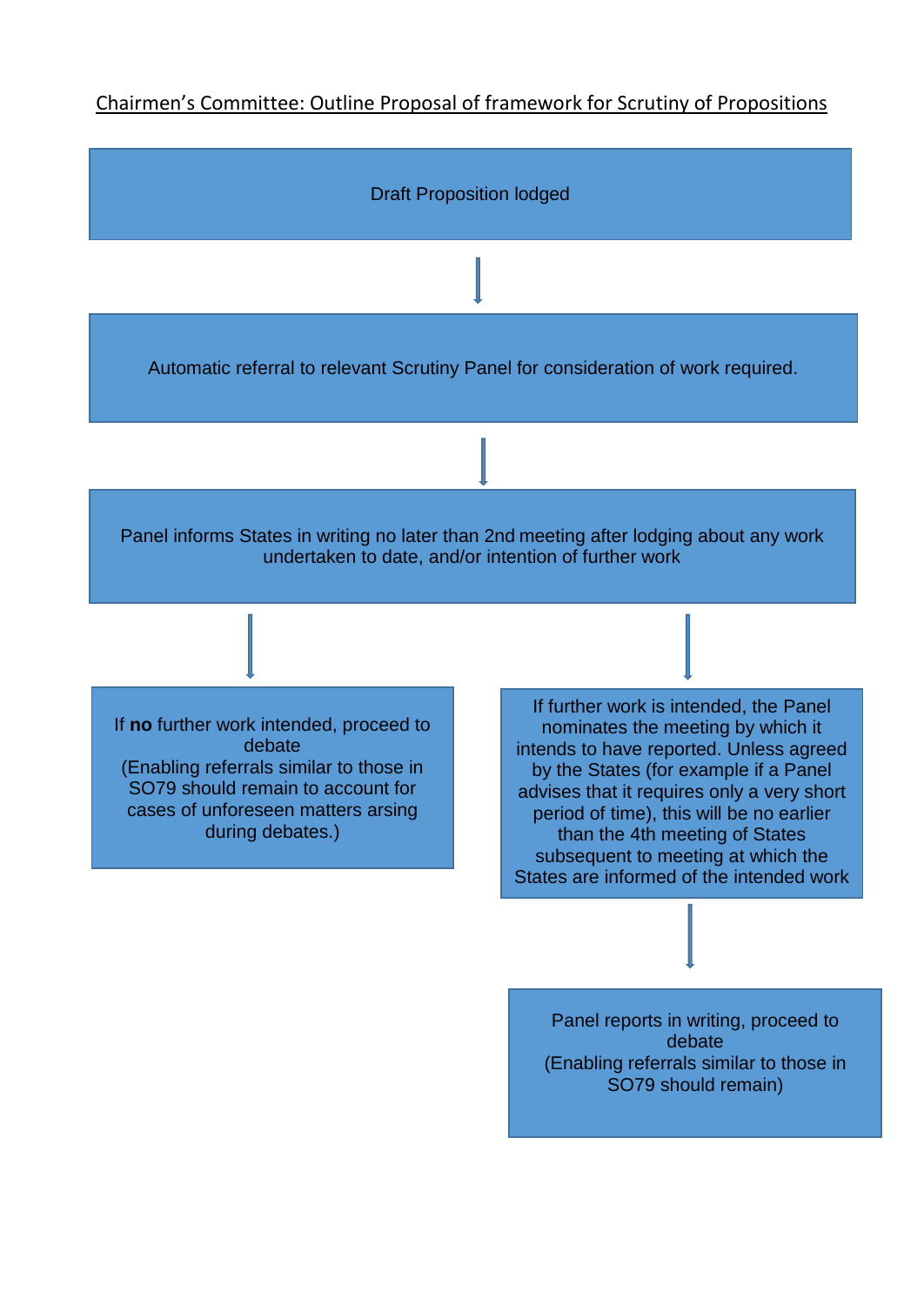# Chairmen's Committee: Outline Proposal of framework for Scrutiny of Propositions

Draft Proposition lodged

↓

Automatic referral to relevant Scrutiny Panel for consideration of work required.

↓

Panel informs States in writing no later than 2nd meeting after lodging about any work undertaken to date, and/or intention of further work

↓

If **no** further work intended, proceed to debate
(Enabling referrals similar to those in SO79 should remain to account for cases of unforeseen matters arsing during debates.)

↓

If further work is intended, the Panel nominates the meeting by which it intends to have reported. Unless agreed by the States (for example if a Panel advises that it requires only a very short period of time), this will be no earlier than the 4th meeting of States subsequent to meeting at which the States are informed of the intended work

↓

Panel reports in writing, proceed to debate
(Enabling referrals similar to those in SO79 should remain)